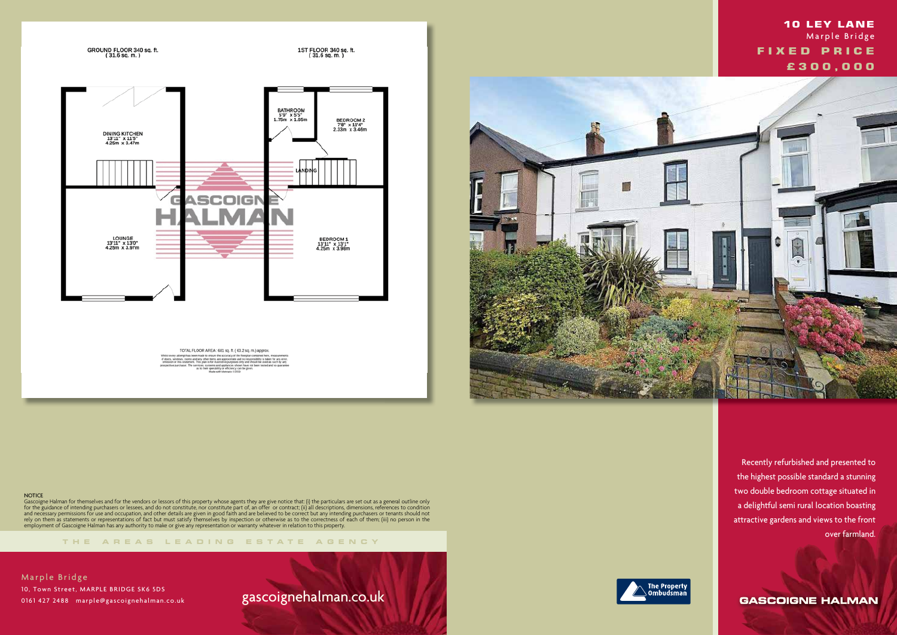# 10 LEY LANE

Marple Bridge

**FIXED PRICE**

**£300,000**

GROUND FLOOR 340 sq. ft. ( 31.6 sq. m. )

DINING KITCHEN
13'11" x 11'5"
4.25m x 3.47m

LOUNGE
13'11" x 13'0"
4.25m x 3.97m

1ST FLOOR 340 sq. ft. ( 31.6 sq. m. )

BATHROOM
5'9" x 5'5"
1.75m x 1.65m

BEDROOM 2
7'8" x 11'4"
2.33m x 3.46m

LANDING

BEDROOM 1
13'11" x 13'1"
4.25m x 3.98m

TOTAL FLOOR AREA: 681 sq. ft. ( 63.2 sq. m.) approx.

Recently refurbished and presented to the highest possible standard a stunning two double bedroom cottage situated in a delightful semi rural location boasting attractive gardens and views to the front over farmland.

NOTICE
Gascoigne Halman for themselves and for the vendors or lessors of this property whose agents they are give notice that: (i) the particulars are set out as a general outline only for the guidance of intending purchasers or lessees, and do not constitute, nor constitute part of, an offer or contract; (ii) all descriptions, dimensions, references to condition and necessary permissions for use and occupation, and other details are given in good faith and are believed to be correct but any intending purchasers or tenants should not rely on them as statements or representations of fact but must satisfy themselves by inspection or otherwise as to the correctness of each of them; (iii) no person in the employment of Gascoigne Halman has any authority to make or give any representation or warranty whatever in relation to this property.

THE AREAS LEADING ESTATE AGENCY

Marple Bridge
10, Town Street, MARPLE BRIDGE SK6 5DS
0161 427 2488 marple@gascoignehalman.co.uk

gascoignehalman.co.uk

The Property Ombudsman

GASCOIGNE HALMAN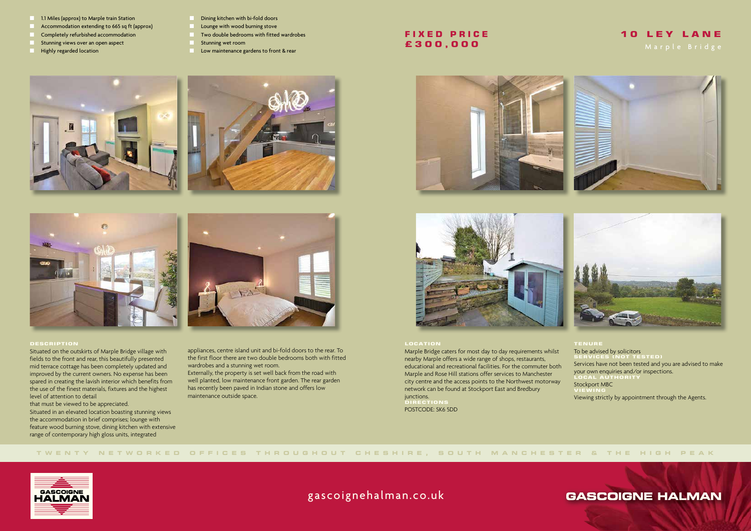- 1.1 Miles (approx) to Marple train Station
- Accommodation extending to 665 sq ft (approx)
- Completely refurbished accommodation
- Stunning views over an open aspect
- Highly regarded location
- Dining kitchen with bi-fold doors
- Lounge with wood burning stove
- Two double bedrooms with fitted wardrobes
- Stunning wet room
- Low maintenance gardens to front & rear

## FIXED PRICE £300,000

# 10 LEY LANE

Marple Bridge

### DESCRIPTION

Situated on the outskirts of Marple Bridge village with fields to the front and rear, this beautifully presented mid terrace cottage has been completely updated and improved by the current owners. No expense has been spared in creating the lavish interior which benefits from the use of the finest materials, fixtures and the highest level of attention to detail
that must be viewed to be appreciated.

Situated in an elevated location boasting stunning views the accommodation in brief comprises; lounge with feature wood burning stove, dining kitchen with extensive range of contemporary high gloss units, integrated appliances, centre island unit and bi-fold doors to the rear. To the first floor there are two double bedrooms both with fitted wardrobes and a stunning wet room.

Externally, the property is set well back from the road with well planted, low maintenance front garden. The rear garden has recently been paved in Indian stone and offers low maintenance outside space.

### LOCATION

Marple Bridge caters for most day to day requirements whilst nearby Marple offers a wide range of shops, restaurants, educational and recreational facilities. For the commuter both Marple and Rose Hill stations offer services to Manchester city centre and the access points to the Northwest motorway network can be found at Stockport East and Bredbury junctions.

### DIRECTIONS

POSTCODE: SK6 5DD

### TENURE

To be advised by solicitors

### SERVICES (NOT TESTED)

Services have not been tested and you are advised to make your own enquiries and/or inspections.

### LOCAL AUTHORITY

Stockport MBC

### VIEWING

Viewing strictly by appointment through the Agents.

TWENTY NETWORKED OFFICES THROUGHOUT CHESHIRE, SOUTH MANCHESTER & THE HIGH PEAK

gascoignehalman.co.uk

GASCOIGNE HALMAN